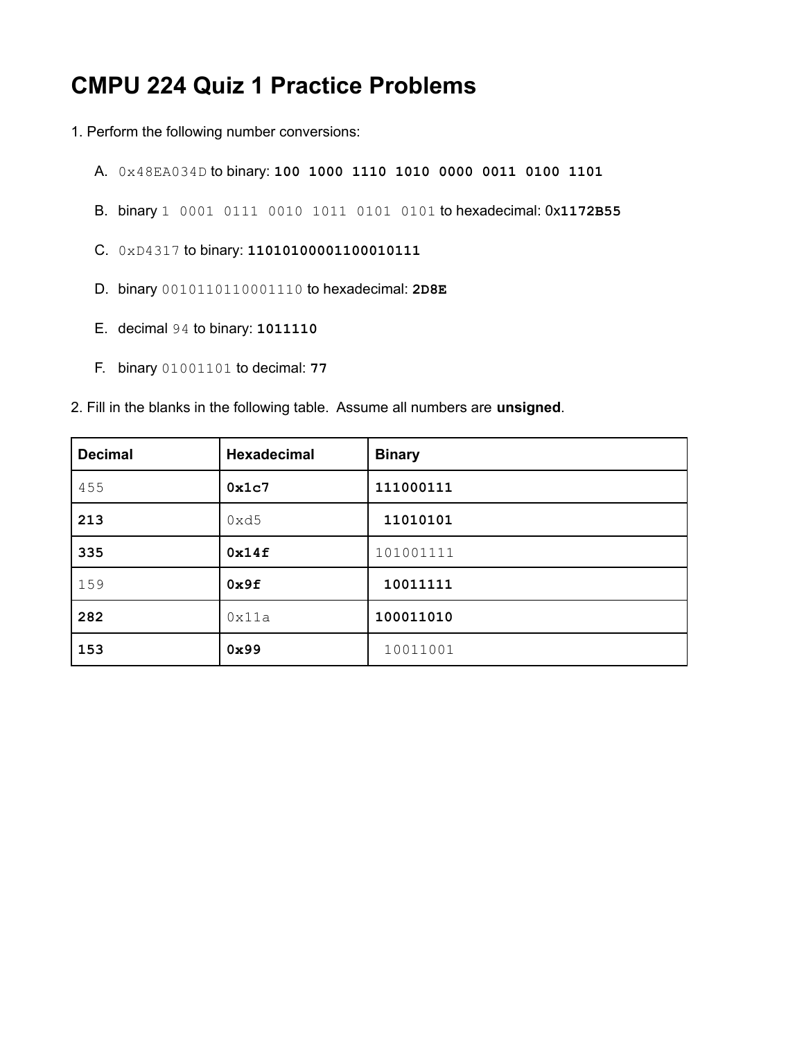# CMPU 224 Quiz 1 Practice Problems

1. Perform the following number conversions:

   A. `0x48EA034D` to binary: **`100 1000 1110 1010 0000 0011 0100 1101`**

   B. binary `1 0001 0111 0010 1011 0101 0101` to hexadecimal: 0x**`1172B55`**

   C. `0xD4317` to binary: **`11010100001100010111`**

   D. binary `0010110110001110` to hexadecimal: **`2D8E`**

   E. decimal `94` to binary: **`1011110`**

   F. binary `01001101` to decimal: **`77`**

2. Fill in the blanks in the following table. Assume all numbers are **unsigned**.

| Decimal | Hexadecimal | Binary |
|---|---|---|
| 455 | **0x1c7** | **111000111** |
| **213** | 0xd5 | **11010101** |
| **335** | **0x14f** | 101001111 |
| 159 | **0x9f** | **10011111** |
| **282** | 0x11a | **100011010** |
| **153** | **0x99** | 10011001 |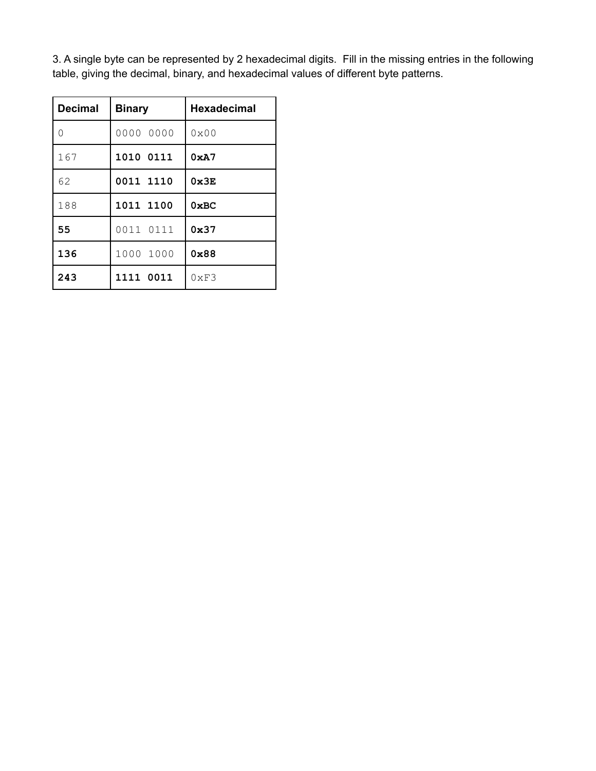3. A single byte can be represented by 2 hexadecimal digits. Fill in the missing entries in the following table, giving the decimal, binary, and hexadecimal values of different byte patterns.

| Decimal | Binary | Hexadecimal |
|---|---|---|
| 0 | 0000 0000 | 0x00 |
| 167 | **1010 0111** | **0xA7** |
| 62 | **0011 1110** | **0x3E** |
| 188 | **1011 1100** | **0xBC** |
| **55** | 0011 0111 | **0x37** |
| **136** | 1000 1000 | **0x88** |
| **243** | **1111 0011** | 0xF3 |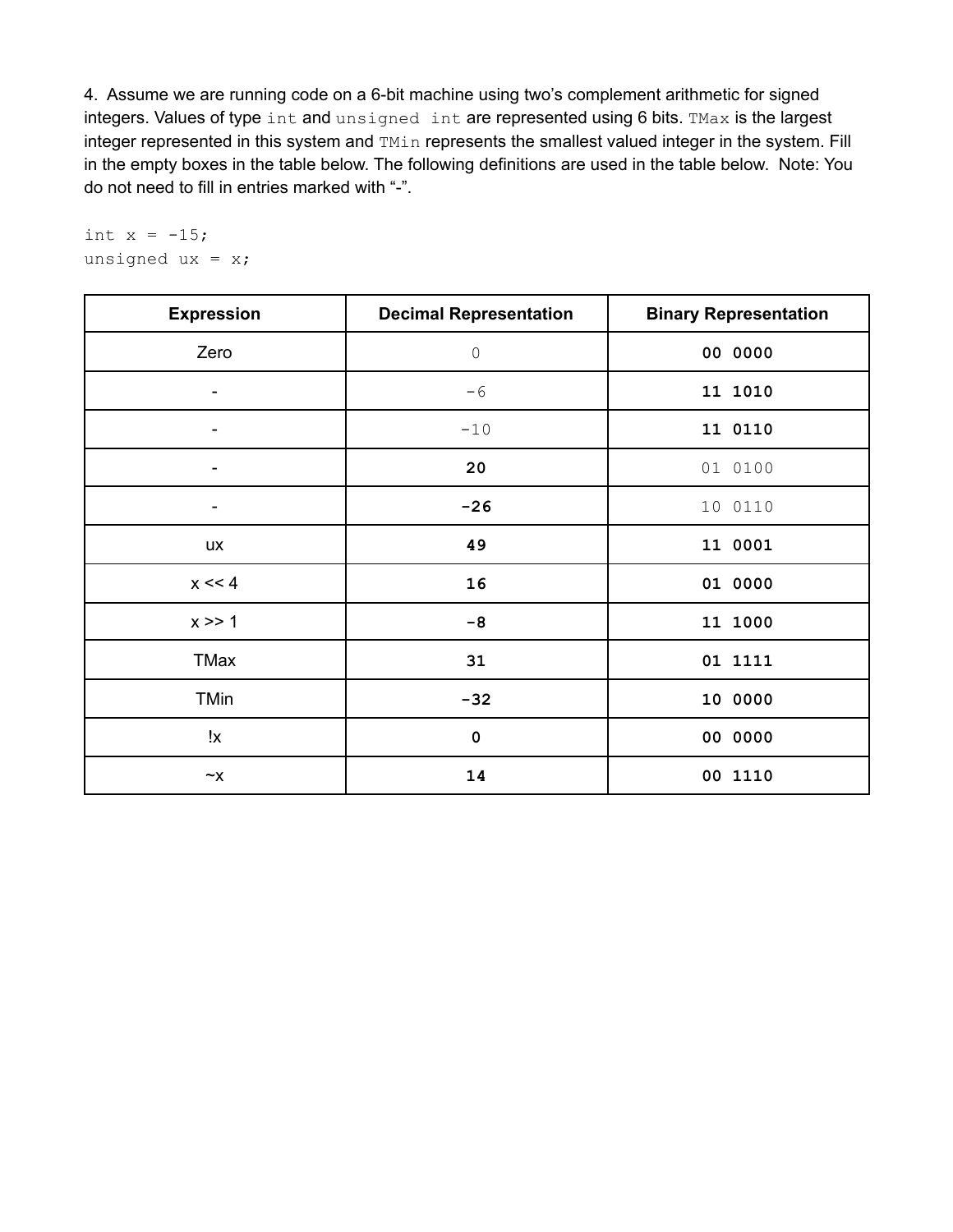4. Assume we are running code on a 6-bit machine using two's complement arithmetic for signed integers. Values of type `int` and `unsigned int` are represented using 6 bits. `TMax` is the largest integer represented in this system and `TMin` represents the smallest valued integer in the system. Fill in the empty boxes in the table below. The following definitions are used in the table below. Note: You do not need to fill in entries marked with "-".

```
int x = -15;
unsigned ux = x;
```

| Expression | Decimal Representation | Binary Representation |
|---|---|---|
| Zero | 0 | **00 0000** |
| - | -6 | **11 1010** |
| - | -10 | **11 0110** |
| - | **20** | 01 0100 |
| - | **-26** | 10 0110 |
| ux | **49** | **11 0001** |
| x << 4 | **16** | **01 0000** |
| x >> 1 | **-8** | **11 1000** |
| TMax | **31** | **01 1111** |
| TMin | **-32** | **10 0000** |
| !x | **0** | **00 0000** |
| ~x | **14** | **00 1110** |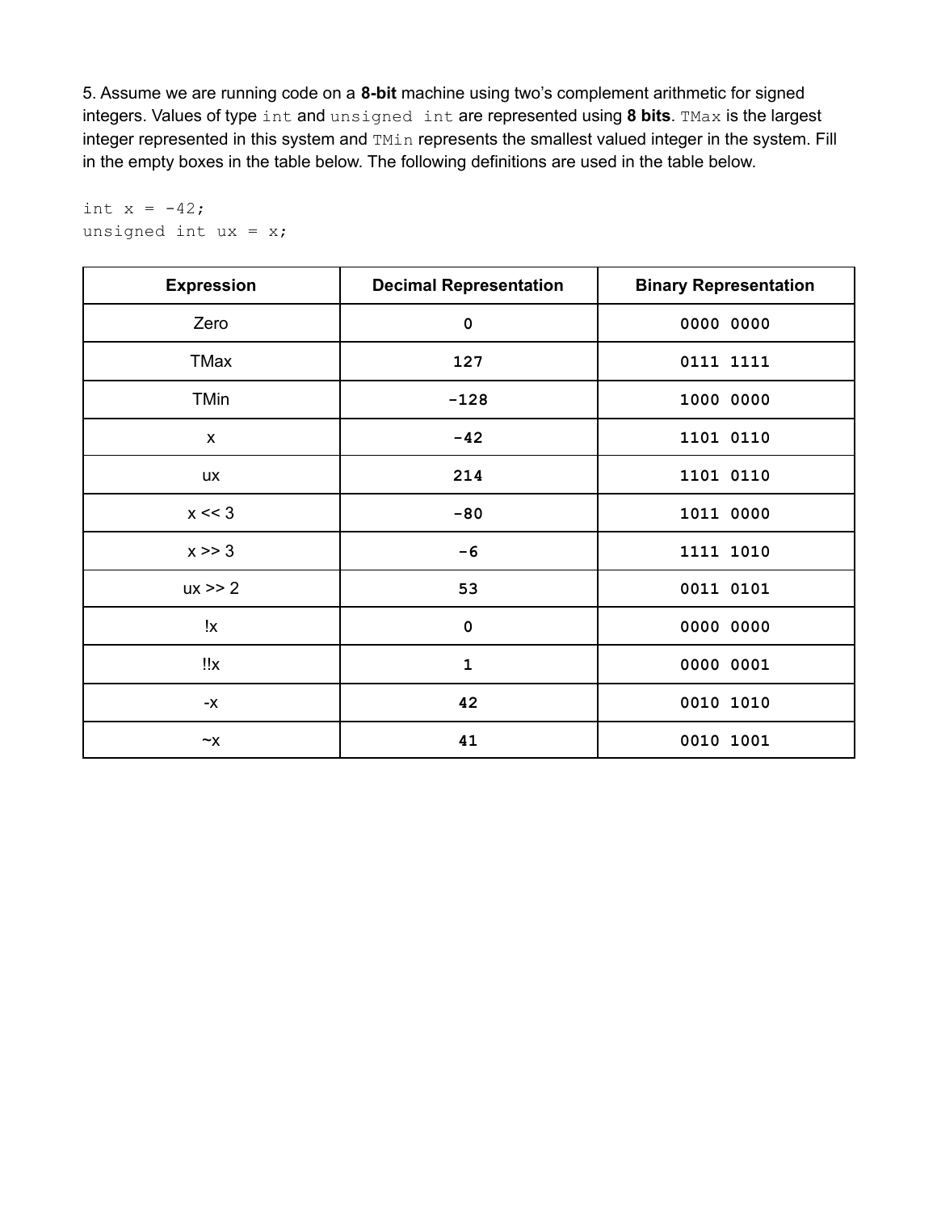5. Assume we are running code on a **8-bit** machine using two's complement arithmetic for signed integers. Values of type `int` and `unsigned int` are represented using **8 bits**. `TMax` is the largest integer represented in this system and `TMin` represents the smallest valued integer in the system. Fill in the empty boxes in the table below. The following definitions are used in the table below.

```
int x = -42;
unsigned int ux = x;
```

| Expression | Decimal Representation | Binary Representation |
|---|---|---|
| Zero | 0 | 0000 0000 |
| TMax | **127** | **0111 1111** |
| TMin | **-128** | **1000 0000** |
| x | **-42** | **1101 0110** |
| ux | **214** | **1101 0110** |
| x << 3 | **-80** | **1011 0000** |
| x >> 3 | **-6** | **1111 1010** |
| ux >> 2 | **53** | **0011 0101** |
| !x | **0** | **0000 0000** |
| !!x | **1** | **0000 0001** |
| -x | **42** | **0010 1010** |
| ~x | **41** | **0010 1001** |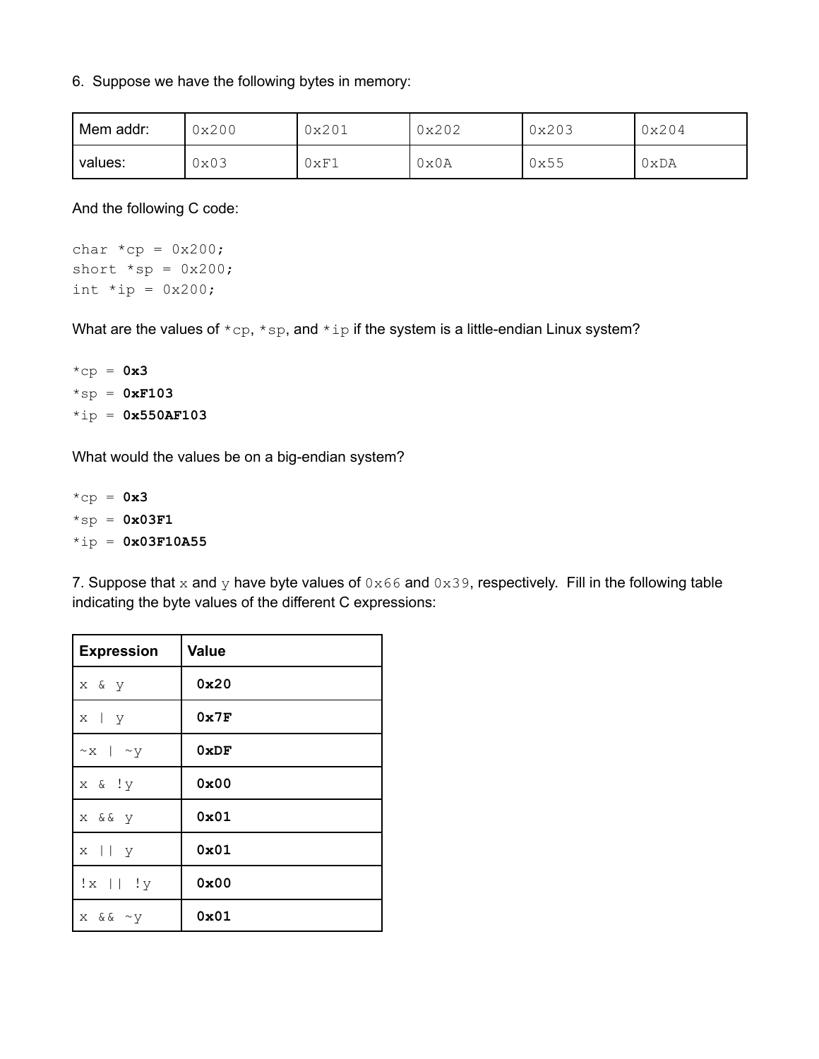6. Suppose we have the following bytes in memory:

| Mem addr: | 0x200 | 0x201 | 0x202 | 0x203 | 0x204 |
|---|---|---|---|---|---|
| values: | 0x03 | 0xF1 | 0x0A | 0x55 | 0xDA |

And the following C code:

```
char *cp = 0x200;
short *sp = 0x200;
int *ip = 0x200;
```

What are the values of `*cp`, `*sp`, and `*ip` if the system is a little-endian Linux system?

`*cp` = **0x3**
`*sp` = **0xF103**
`*ip` = **0x550AF103**

What would the values be on a big-endian system?

`*cp` = **0x3**
`*sp` = **0x03F1**
`*ip` = **0x03F10A55**

7. Suppose that `x` and `y` have byte values of `0x66` and `0x39`, respectively. Fill in the following table indicating the byte values of the different C expressions:

| **Expression** | **Value** |
|---|---|
| `x & y` | **0x20** |
| `x \| y` | **0x7F** |
| `~x \| ~y` | **0xDF** |
| `x & !y` | **0x00** |
| `x && y` | **0x01** |
| `x \|\| y` | **0x01** |
| `!x \|\| !y` | **0x00** |
| `x && ~y` | **0x01** |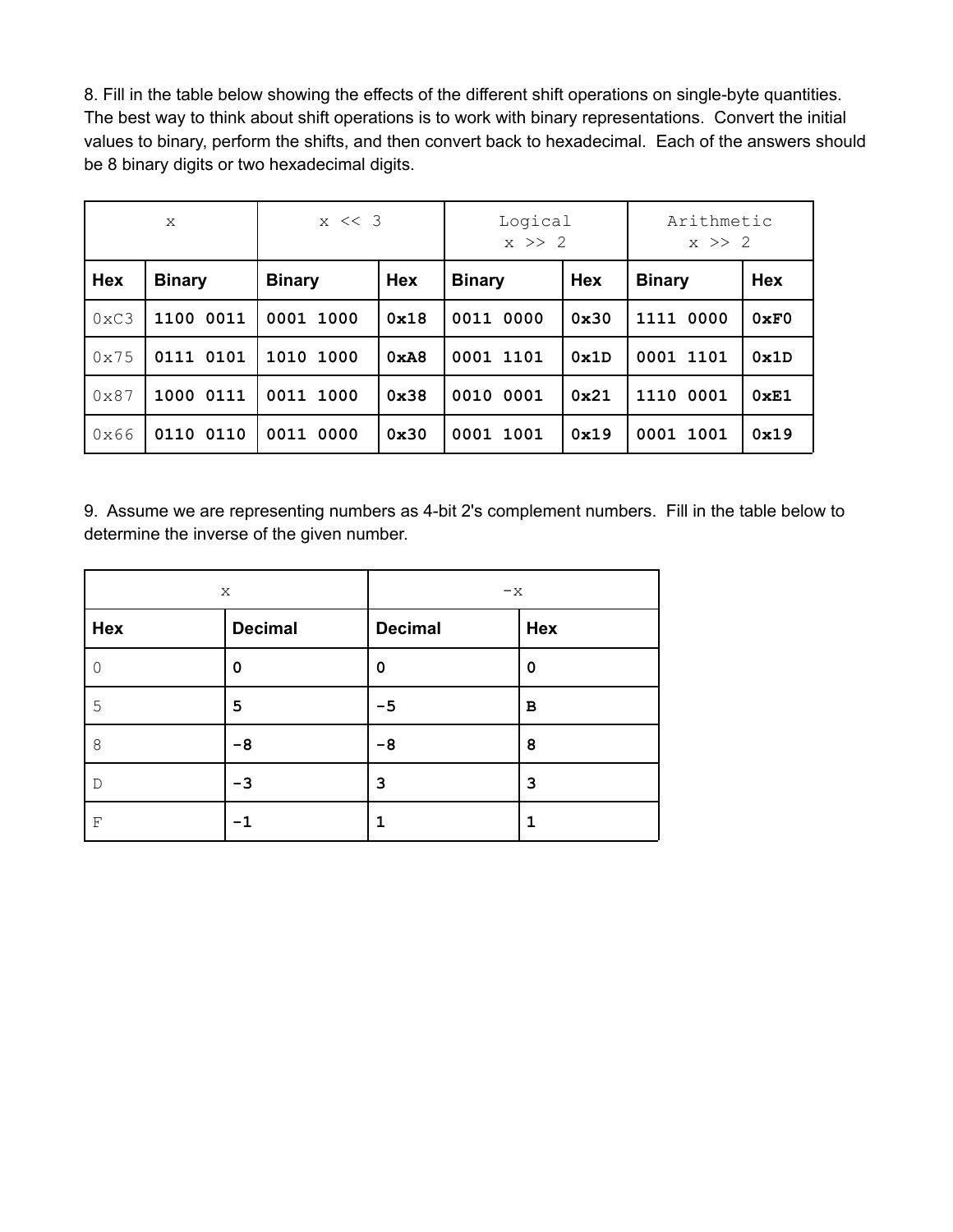8. Fill in the table below showing the effects of the different shift operations on single-byte quantities. The best way to think about shift operations is to work with binary representations. Convert the initial values to binary, perform the shifts, and then convert back to hexadecimal. Each of the answers should be 8 binary digits or two hexadecimal digits.

| x | | x << 3 | | Logical x >> 2 | | Arithmetic x >> 2 | |
|---|---|---|---|---|---|---|---|
| **Hex** | **Binary** | **Binary** | **Hex** | **Binary** | **Hex** | **Binary** | **Hex** |
| 0xC3 | **1100 0011** | **0001 1000** | **0x18** | **0011 0000** | **0x30** | **1111 0000** | **0xF0** |
| 0x75 | **0111 0101** | **1010 1000** | **0xA8** | **0001 1101** | **0x1D** | **0001 1101** | **0x1D** |
| 0x87 | **1000 0111** | **0011 1000** | **0x38** | **0010 0001** | **0x21** | **1110 0001** | **0xE1** |
| 0x66 | **0110 0110** | **0011 0000** | **0x30** | **0001 1001** | **0x19** | **0001 1001** | **0x19** |

9. Assume we are representing numbers as 4-bit 2's complement numbers. Fill in the table below to determine the inverse of the given number.

| x | | -x | |
|---|---|---|---|
| **Hex** | **Decimal** | **Decimal** | **Hex** |
| 0 | **0** | **0** | **0** |
| 5 | **5** | **-5** | **B** |
| 8 | **-8** | **-8** | **8** |
| D | **-3** | **3** | **3** |
| F | **-1** | **1** | **1** |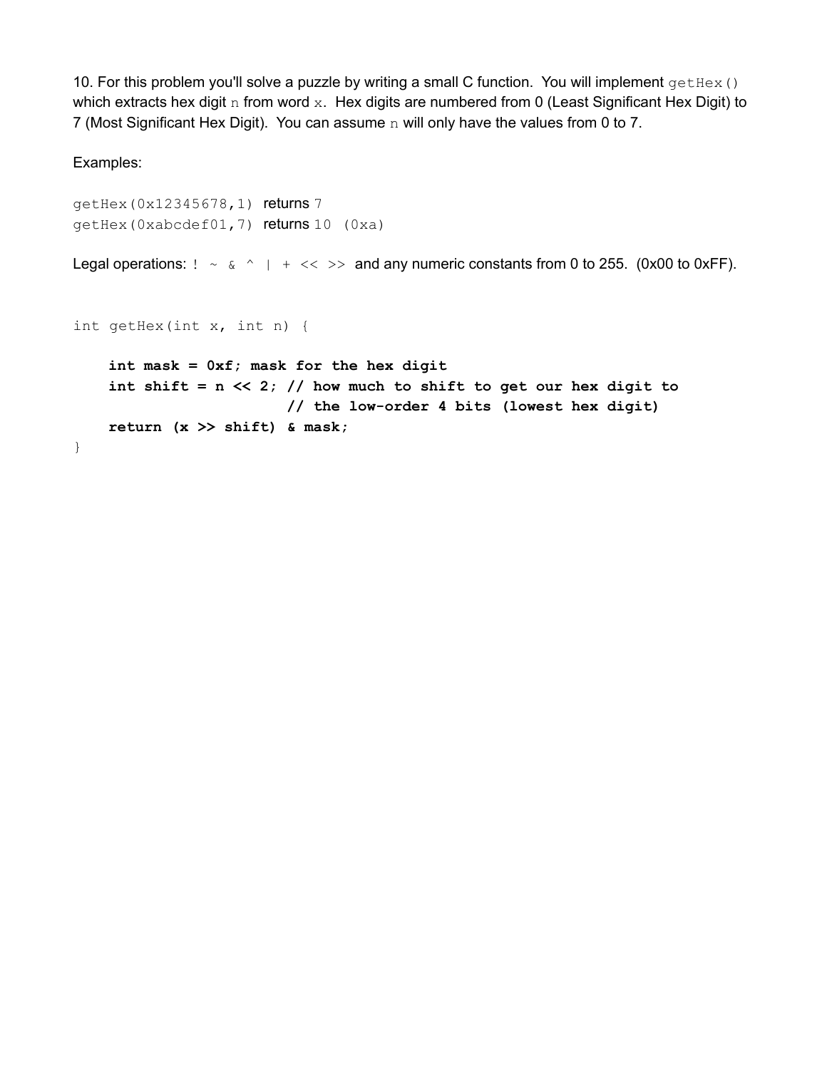10. For this problem you'll solve a puzzle by writing a small C function. You will implement `getHex()` which extracts hex digit `n` from word `x`. Hex digits are numbered from 0 (Least Significant Hex Digit) to 7 (Most Significant Hex Digit). You can assume `n` will only have the values from 0 to 7.

Examples:

`getHex(0x12345678,1)` returns `7`
`getHex(0xabcdef01,7)` returns `10 (0xa)`

Legal operations: `! ~ & ^ | + << >>` and any numeric constants from 0 to 255. (0x00 to 0xFF).

```
int getHex(int x, int n) {

    int mask = 0xf; mask for the hex digit
    int shift = n << 2; // how much to shift to get our hex digit to
                        // the low-order 4 bits (lowest hex digit)
    return (x >> shift) & mask;
}
```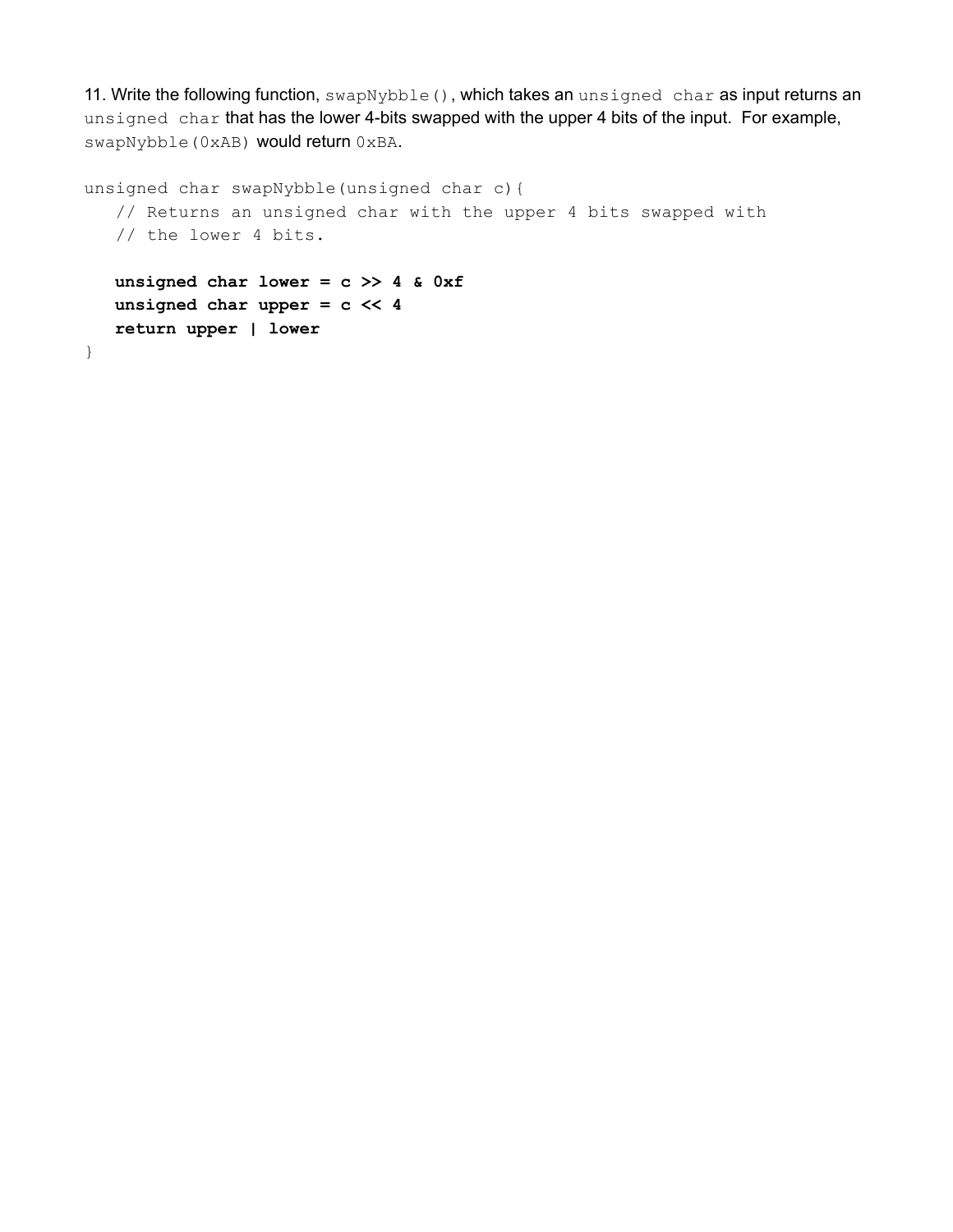11. Write the following function, `swapNybble()`, which takes an `unsigned char` as input returns an `unsigned char` that has the lower 4-bits swapped with the upper 4 bits of the input. For example, `swapNybble(0xAB)` would return `0xBA`.

```
unsigned char swapNybble(unsigned char c){
   // Returns an unsigned char with the upper 4 bits swapped with
   // the lower 4 bits.

   unsigned char lower = c >> 4 & 0xf
   unsigned char upper = c << 4
   return upper | lower
}
```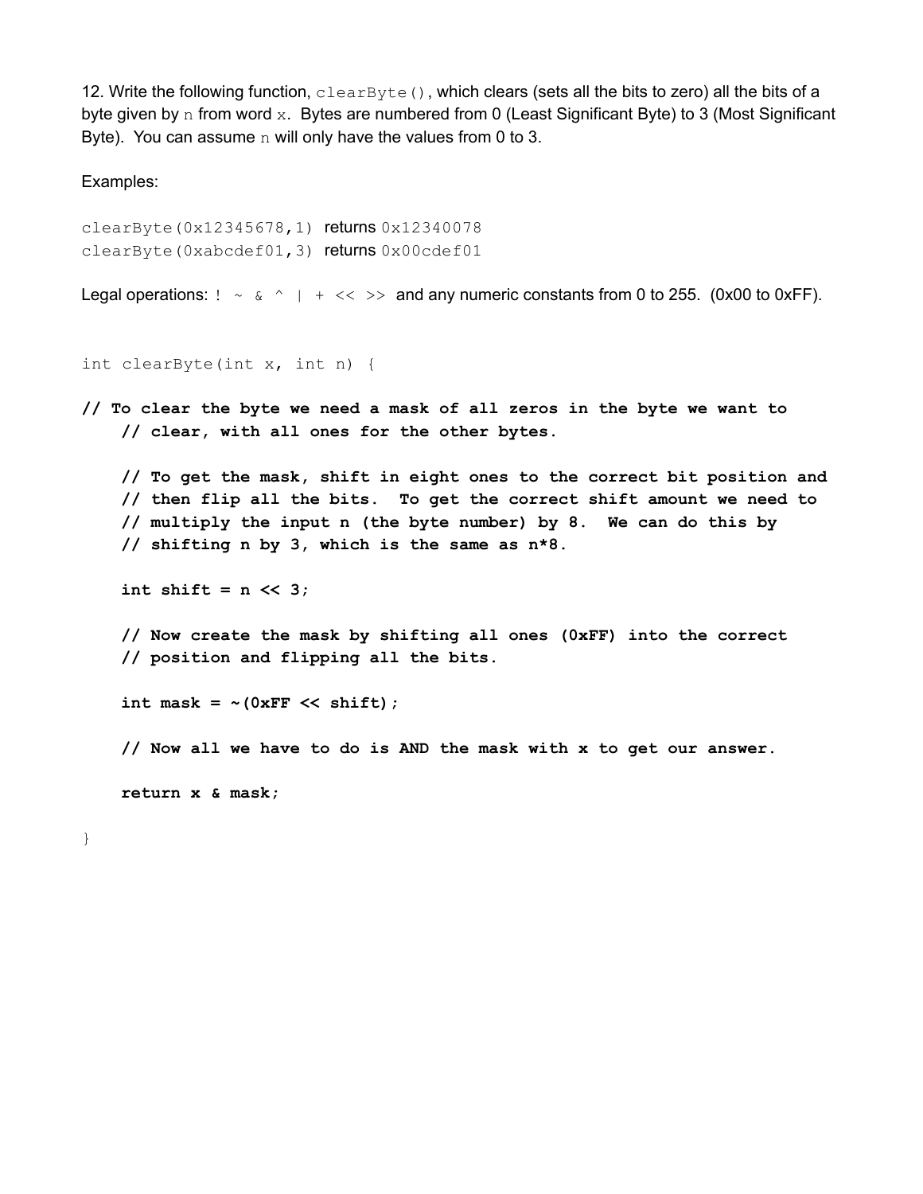12. Write the following function, `clearByte()`, which clears (sets all the bits to zero) all the bits of a byte given by `n` from word `x`. Bytes are numbered from 0 (Least Significant Byte) to 3 (Most Significant Byte). You can assume `n` will only have the values from 0 to 3.

Examples:

```
clearByte(0x12345678,1) returns 0x12340078
clearByte(0xabcdef01,3) returns 0x00cdef01
```

Legal operations: `! ~ & ^ | + << >>` and any numeric constants from 0 to 255. (0x00 to 0xFF).

```
int clearByte(int x, int n) {

// To clear the byte we need a mask of all zeros in the byte we want to
    // clear, with all ones for the other bytes.

    // To get the mask, shift in eight ones to the correct bit position and
    // then flip all the bits.  To get the correct shift amount we need to
    // multiply the input n (the byte number) by 8.  We can do this by
    // shifting n by 3, which is the same as n*8.

    int shift = n << 3;

    // Now create the mask by shifting all ones (0xFF) into the correct
    // position and flipping all the bits.

    int mask = ~(0xFF << shift);

    // Now all we have to do is AND the mask with x to get our answer.

    return x & mask;

}
```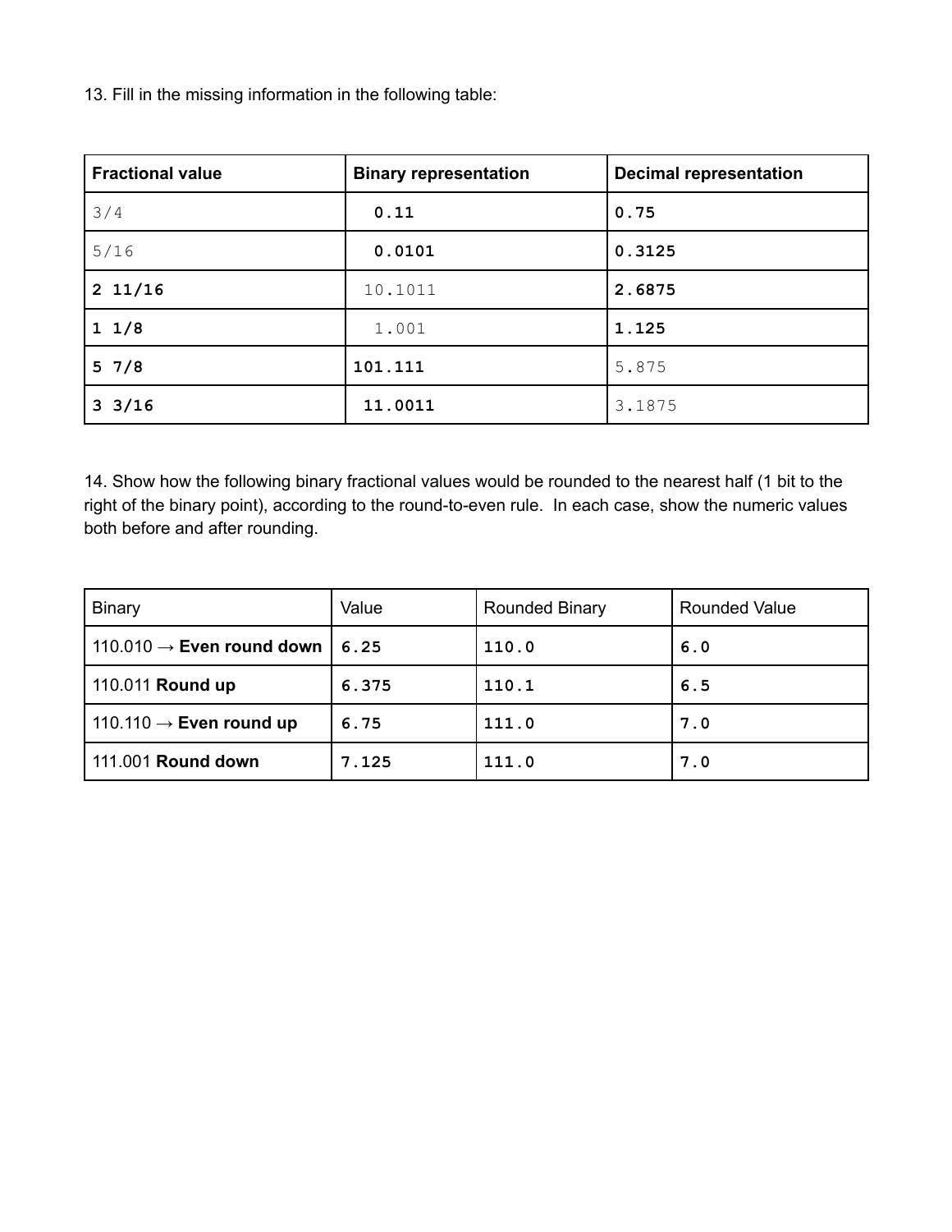13. Fill in the missing information in the following table:

| **Fractional value** | **Binary representation** | **Decimal representation** |
| --- | --- | --- |
| 3/4 | **0.11** | **0.75** |
| 5/16 | **0.0101** | **0.3125** |
| **2 11/16** | 10.1011 | **2.6875** |
| **1 1/8** | 1.001 | **1.125** |
| **5 7/8** | **101.111** | 5.875 |
| **3 3/16** | **11.0011** | 3.1875 |

14. Show how the following binary fractional values would be rounded to the nearest half (1 bit to the right of the binary point), according to the round-to-even rule. In each case, show the numeric values both before and after rounding.

| Binary | Value | Rounded Binary | Rounded Value |
| --- | --- | --- | --- |
| 110.010 → **Even round down** | **6.25** | **110.0** | **6.0** |
| 110.011 **Round up** | **6.375** | **110.1** | **6.5** |
| 110.110 → **Even round up** | **6.75** | **111.0** | **7.0** |
| 111.001 **Round down** | **7.125** | **111.0** | **7.0** |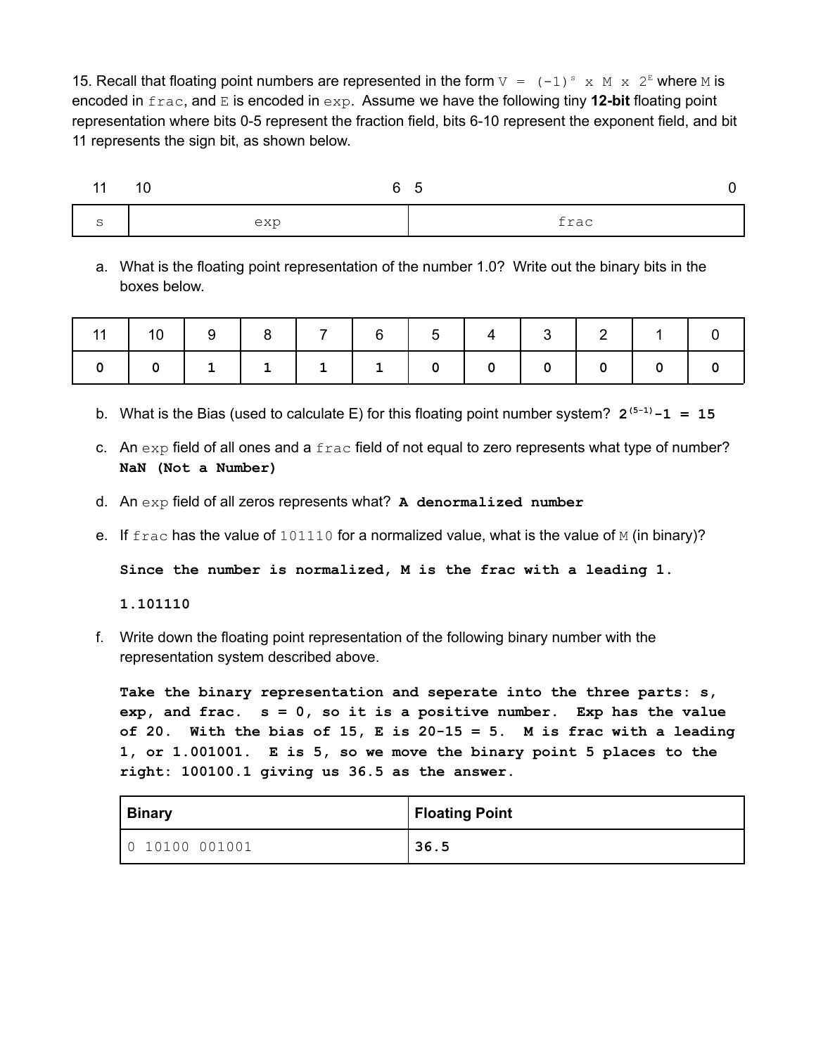15. Recall that floating point numbers are represented in the form `V = (-1)`$^{s}$ `x M x 2`$^{E}$ where `M` is encoded in `frac`, and `E` is encoded in `exp`. Assume we have the following tiny **12-bit** floating point representation where bits 0-5 represent the fraction field, bits 6-10 represent the exponent field, and bit 11 represents the sign bit, as shown below.

| 11 | 10 … 6 | 5 … 0 |
|---|---|---|
| s | exp | frac |

a. What is the floating point representation of the number 1.0? Write out the binary bits in the boxes below.

| 11 | 10 | 9 | 8 | 7 | 6 | 5 | 4 | 3 | 2 | 1 | 0 |
|---|---|---|---|---|---|---|---|---|---|---|---|
| 0 | 0 | 1 | 1 | 1 | 1 | 0 | 0 | 0 | 0 | 0 | 0 |

b. What is the Bias (used to calculate E) for this floating point number system? $\mathbf{2^{(5-1)}-1 = 15}$

c. An `exp` field of all ones and a `frac` field of not equal to zero represents what type of number? **NaN (Not a Number)**

d. An `exp` field of all zeros represents what? **A denormalized number**

e. If `frac` has the value of `101110` for a normalized value, what is the value of `M` (in binary)?

**Since the number is normalized, M is the frac with a leading 1.**

**1.101110**

f. Write down the floating point representation of the following binary number with the representation system described above.

**Take the binary representation and seperate into the three parts: s, exp, and frac. s = 0, so it is a positive number. Exp has the value of 20. With the bias of 15, E is 20-15 = 5. M is frac with a leading 1, or 1.001001. E is 5, so we move the binary point 5 places to the right: 100100.1 giving us 36.5 as the answer.**

| Binary | Floating Point |
|---|---|
| 0 10100 001001 | **36.5** |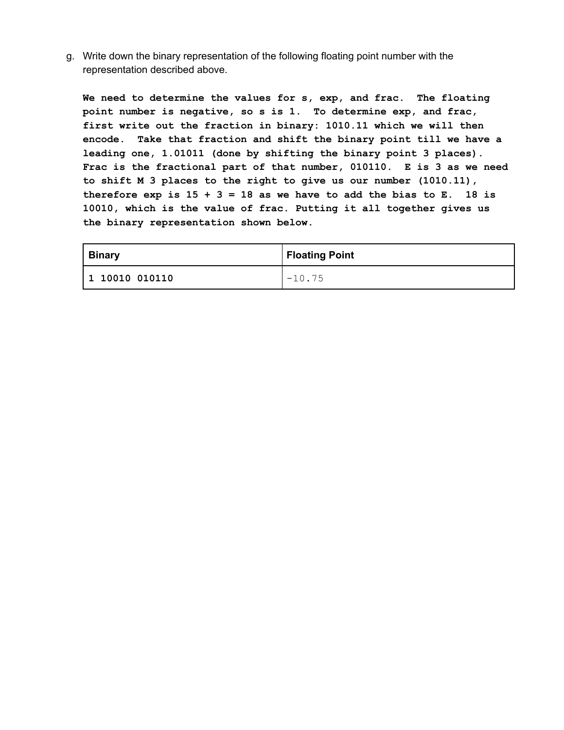g. Write down the binary representation of the following floating point number with the representation described above.

**We need to determine the values for s, exp, and frac. The floating point number is negative, so s is 1. To determine exp, and frac, first write out the fraction in binary: 1010.11 which we will then encode. Take that fraction and shift the binary point till we have a leading one, 1.01011 (done by shifting the binary point 3 places). Frac is the fractional part of that number, 010110. E is 3 as we need to shift M 3 places to the right to give us our number (1010.11), therefore exp is 15 + 3 = 18 as we have to add the bias to E. 18 is 10010, which is the value of frac. Putting it all together gives us the binary representation shown below.**

| Binary | Floating Point |
| --- | --- |
| **1 10010 010110** | -10.75 |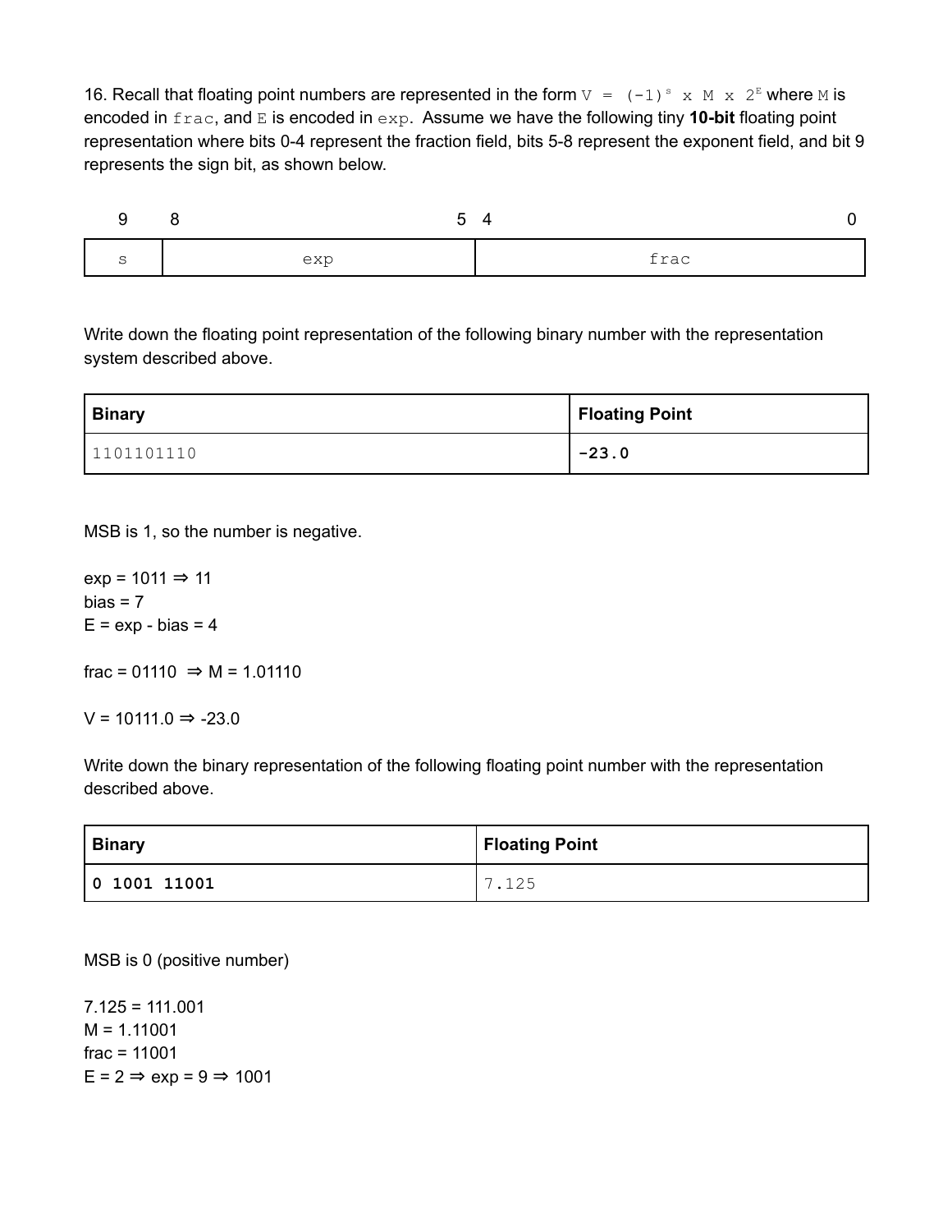16. Recall that floating point numbers are represented in the form `V = (-1)^s x M x 2^E` where `M` is encoded in `frac`, and `E` is encoded in `exp`. Assume we have the following tiny **10-bit** floating point representation where bits 0-4 represent the fraction field, bits 5-8 represent the exponent field, and bit 9 represents the sign bit, as shown below.

| 9 | 8 ... 5 | 4 ... 0 |
|---|---|---|
| s | exp | frac |

Write down the floating point representation of the following binary number with the representation system described above.

| Binary | Floating Point |
|---|---|
| 1101101110 | **-23.0** |

MSB is 1, so the number is negative.

exp = 1011 ⇒ 11
bias = 7
E = exp - bias = 4

frac = 01110 ⇒ M = 1.01110

V = 10111.0 ⇒ -23.0

Write down the binary representation of the following floating point number with the representation described above.

| Binary | Floating Point |
|---|---|
| **0 1001 11001** | 7.125 |

MSB is 0 (positive number)

7.125 = 111.001
M = 1.11001
frac = 11001
E = 2 ⇒ exp = 9 ⇒ 1001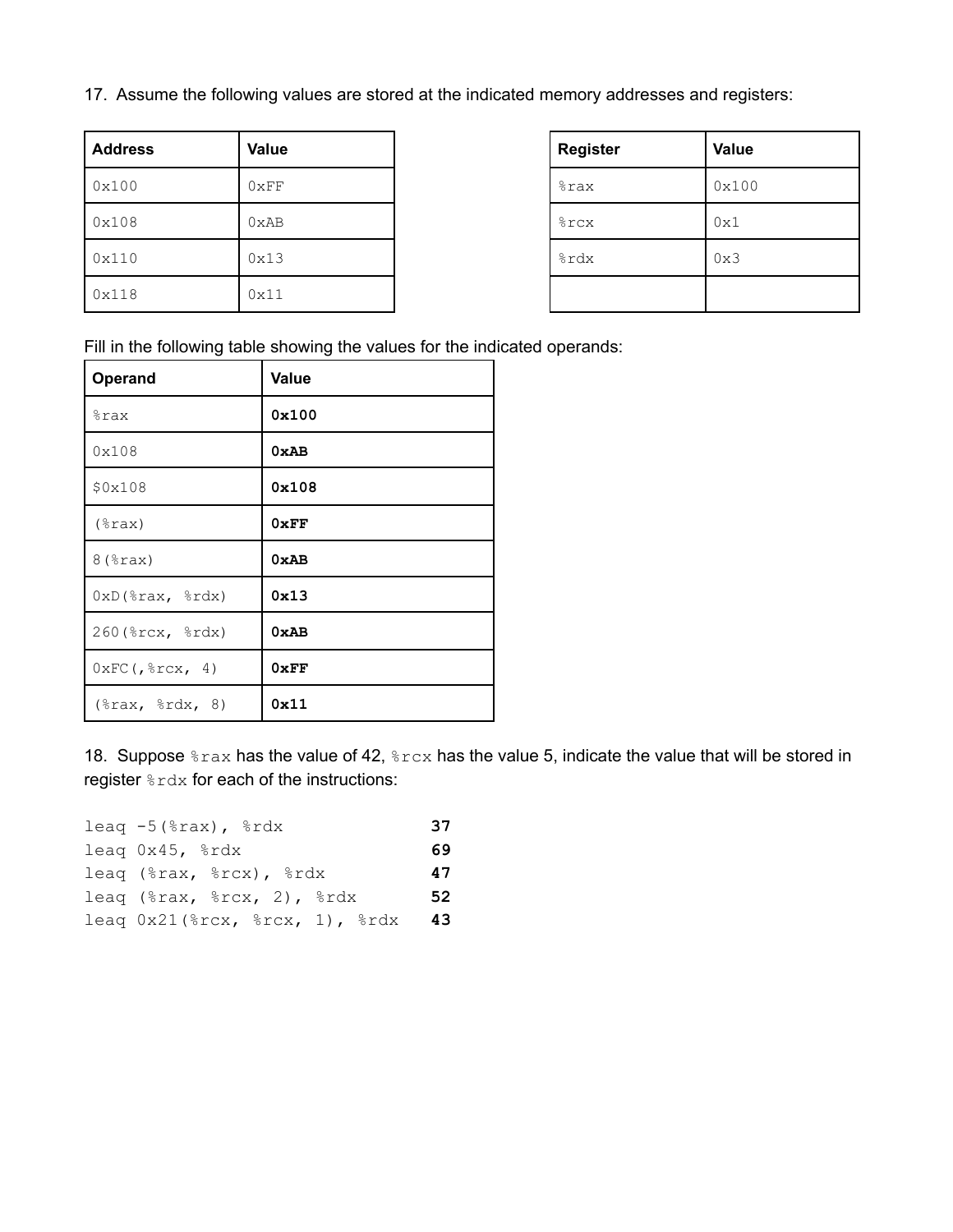17. Assume the following values are stored at the indicated memory addresses and registers:

| Address | Value |
|---|---|
| 0x100 | 0xFF |
| 0x108 | 0xAB |
| 0x110 | 0x13 |
| 0x118 | 0x11 |

| Register | Value |
|---|---|
| %rax | 0x100 |
| %rcx | 0x1 |
| %rdx | 0x3 |
| | |

Fill in the following table showing the values for the indicated operands:

| Operand | Value |
|---|---|
| %rax | **0x100** |
| 0x108 | **0xAB** |
| $0x108 | **0x108** |
| (%rax) | **0xFF** |
| 8(%rax) | **0xAB** |
| 0xD(%rax, %rdx) | **0x13** |
| 260(%rcx, %rdx) | **0xAB** |
| 0xFC(,%rcx, 4) | **0xFF** |
| (%rax, %rdx, 8) | **0x11** |

18. Suppose %rax has the value of 42, %rcx has the value 5, indicate the value that will be stored in register %rdx for each of the instructions:

```
leaq -5(%rax), %rdx              37
leaq 0x45, %rdx                  69
leaq (%rax, %rcx), %rdx          47
leaq (%rax, %rcx, 2), %rdx       52
leaq 0x21(%rcx, %rcx, 1), %rdx   43
```